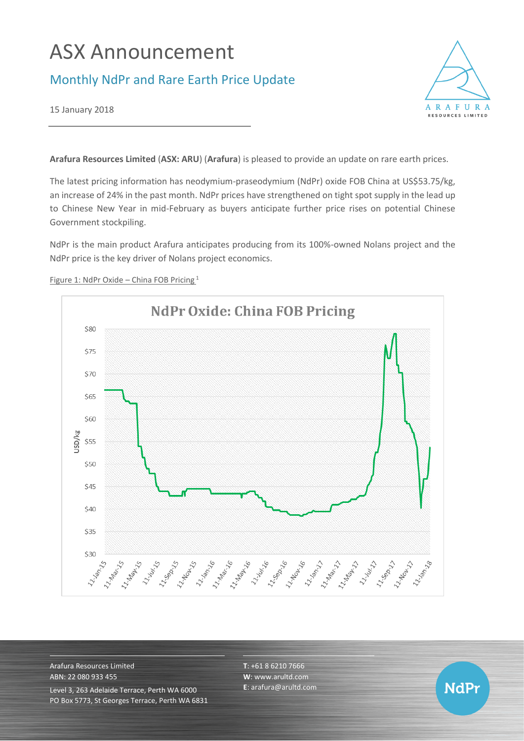# ASX Announcement

## Monthly NdPr and Rare Earth Price Update

15 January 2018

**Arafura Resources Limited** (**ASX: ARU**) (**Arafura**) is pleased to provide an update on rare earth prices.

The latest pricing information has neodymium-praseodymium (NdPr) oxide FOB China at US$53.75/kg, an increase of 24% in the past month. NdPr prices have strengthened on tight spot supply in the lead up to Chinese New Year in mid-February as buyers anticipate further price rises on potential Chinese Government stockpiling.

NdPr is the main product Arafura anticipates producing from its 100%-owned Nolans project and the NdPr price is the key driver of Nolans project economics.

Figure 1: NdPr Oxide – China FOB Pricing [1]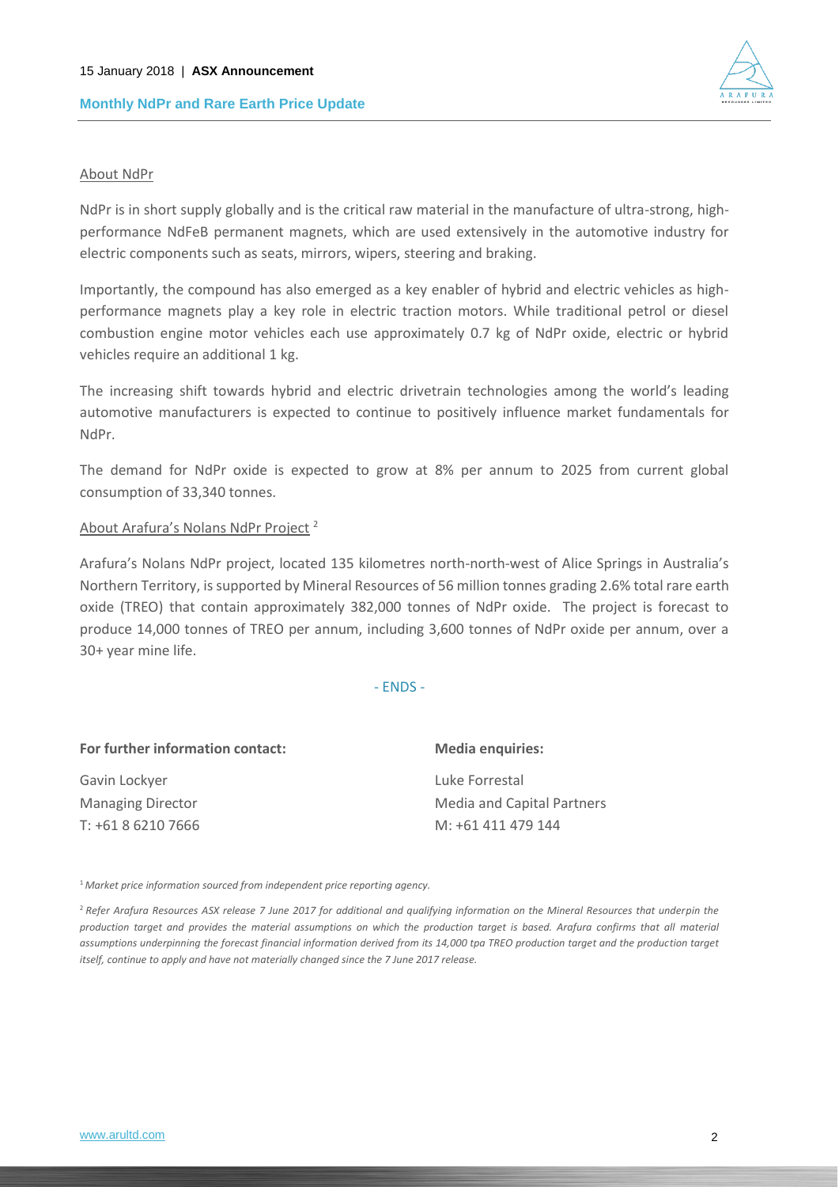About NdPr

NdPr is in short supply globally and is the critical raw material in the manufacture of ultra-strong, high-performance NdFeB permanent magnets, which are used extensively in the automotive industry for electric components such as seats, mirrors, wipers, steering and braking.

Importantly, the compound has also emerged as a key enabler of hybrid and electric vehicles as high-performance magnets play a key role in electric traction motors. While traditional petrol or diesel combustion engine motor vehicles each use approximately 0.7 kg of NdPr oxide, electric or hybrid vehicles require an additional 1 kg.

The increasing shift towards hybrid and electric drivetrain technologies among the world's leading automotive manufacturers is expected to continue to positively influence market fundamentals for NdPr.

The demand for NdPr oxide is expected to grow at 8% per annum to 2025 from current global consumption of 33,340 tonnes.

About Arafura's Nolans NdPr Project [2]

Arafura's Nolans NdPr project, located 135 kilometres north-north-west of Alice Springs in Australia's Northern Territory, is supported by Mineral Resources of 56 million tonnes grading 2.6% total rare earth oxide (TREO) that contain approximately 382,000 tonnes of NdPr oxide. The project is forecast to produce 14,000 tonnes of TREO per annum, including 3,600 tonnes of NdPr oxide per annum, over a 30+ year mine life.

- ENDS -

**For further information contact:**

Gavin Lockyer
Managing Director
T: +61 8 6210 7666

**Media enquiries:**

Luke Forrestal
Media and Capital Partners
M: +61 411 479 144

[1] *Market price information sourced from independent price reporting agency.*

[2] *Refer Arafura Resources ASX release 7 June 2017 for additional and qualifying information on the Mineral Resources that underpin the production target and provides the material assumptions on which the production target is based. Arafura confirms that all material assumptions underpinning the forecast financial information derived from its 14,000 tpa TREO production target and the production target itself, continue to apply and have not materially changed since the 7 June 2017 release.*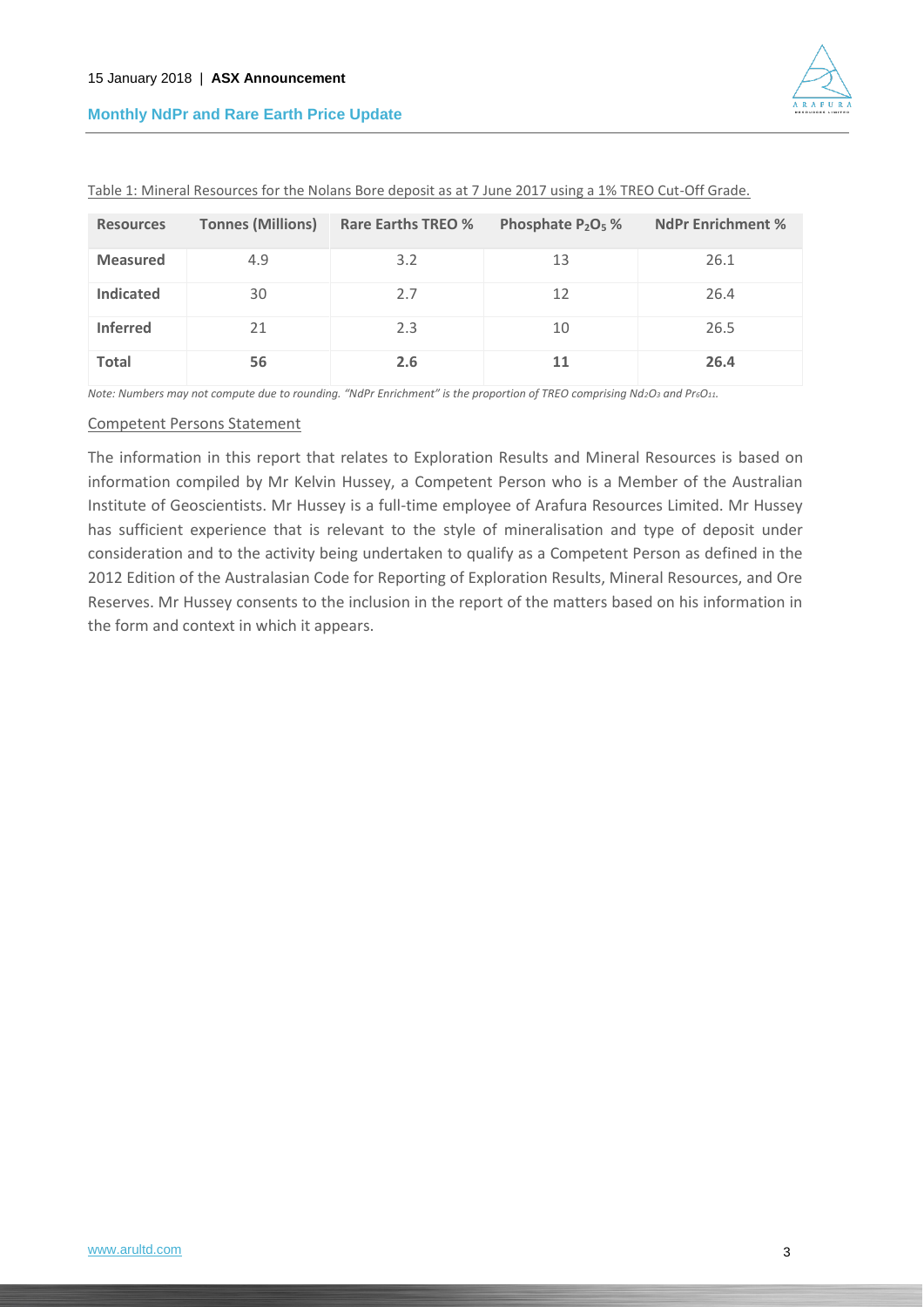Table 1: Mineral Resources for the Nolans Bore deposit as at 7 June 2017 using a 1% TREO Cut-Off Grade.

| Resources | Tonnes (Millions) | Rare Earths TREO % | Phosphate $P_2O_5$ % | NdPr Enrichment % |
|---|---|---|---|---|
| **Measured** | 4.9 | 3.2 | 13 | 26.1 |
| **Indicated** | 30 | 2.7 | 12 | 26.4 |
| **Inferred** | 21 | 2.3 | 10 | 26.5 |
| **Total** | **56** | **2.6** | **11** | **26.4** |

*Note: Numbers may not compute due to rounding. "NdPr Enrichment" is the proportion of TREO comprising $Nd_2O_3$ and $Pr_6O_{11}$.*

## Competent Persons Statement

The information in this report that relates to Exploration Results and Mineral Resources is based on information compiled by Mr Kelvin Hussey, a Competent Person who is a Member of the Australian Institute of Geoscientists. Mr Hussey is a full-time employee of Arafura Resources Limited. Mr Hussey has sufficient experience that is relevant to the style of mineralisation and type of deposit under consideration and to the activity being undertaken to qualify as a Competent Person as defined in the 2012 Edition of the Australasian Code for Reporting of Exploration Results, Mineral Resources, and Ore Reserves. Mr Hussey consents to the inclusion in the report of the matters based on his information in the form and context in which it appears.